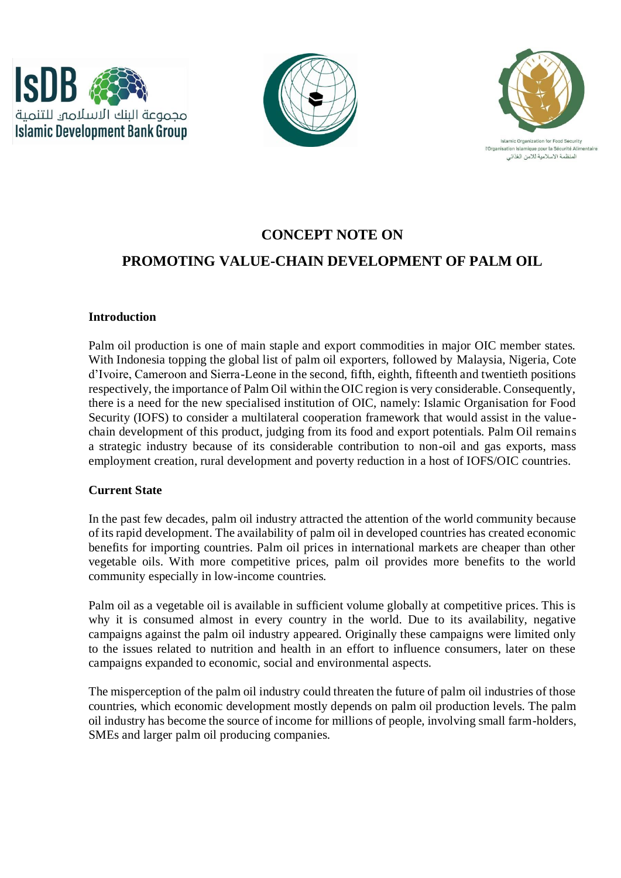# CONCEPT NOTE ON

# PROMOTING VALUE-CHAIN DEVELOPMENT OF PALM OIL

**Introduction**

Palm oil production is one of main staple and export commodities in major OIC member states. With Indonesia topping the global list of palm oil exporters, followed by Malaysia, Nigeria, Cote d'Ivoire, Cameroon and Sierra-Leone in the second, fifth, eighth, fifteenth and twentieth positions respectively, the importance of Palm Oil within the OIC region is very considerable. Consequently, there is a need for the new specialised institution of OIC, namely: Islamic Organisation for Food Security (IOFS) to consider a multilateral cooperation framework that would assist in the value-chain development of this product, judging from its food and export potentials. Palm Oil remains a strategic industry because of its considerable contribution to non-oil and gas exports, mass employment creation, rural development and poverty reduction in a host of IOFS/OIC countries.

**Current State**

In the past few decades, palm oil industry attracted the attention of the world community because of its rapid development. The availability of palm oil in developed countries has created economic benefits for importing countries. Palm oil prices in international markets are cheaper than other vegetable oils. With more competitive prices, palm oil provides more benefits to the world community especially in low-income countries.

Palm oil as a vegetable oil is available in sufficient volume globally at competitive prices. This is why it is consumed almost in every country in the world. Due to its availability, negative campaigns against the palm oil industry appeared. Originally these campaigns were limited only to the issues related to nutrition and health in an effort to influence consumers, later on these campaigns expanded to economic, social and environmental aspects.

The misperception of the palm oil industry could threaten the future of palm oil industries of those countries, which economic development mostly depends on palm oil production levels. The palm oil industry has become the source of income for millions of people, involving small farm-holders, SMEs and larger palm oil producing companies.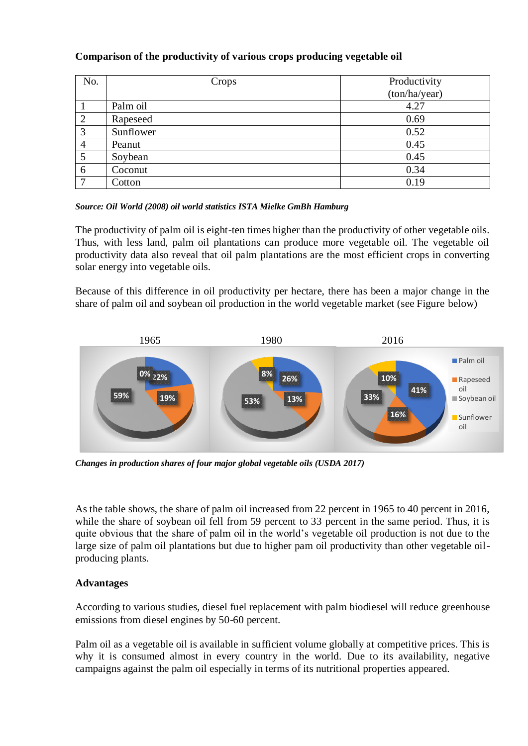**Comparison of the productivity of various crops producing vegetable oil**

| No. | Crops | Productivity (ton/ha/year) |
|---|---|---|
| 1 | Palm oil | 4.27 |
| 2 | Rapeseed | 0.69 |
| 3 | Sunflower | 0.52 |
| 4 | Peanut | 0.45 |
| 5 | Soybean | 0.45 |
| 6 | Coconut | 0.34 |
| 7 | Cotton | 0.19 |

***Source: Oil World (2008) oil world statistics ISTA Mielke GmBh Hamburg***

The productivity of palm oil is eight-ten times higher than the productivity of other vegetable oils. Thus, with less land, palm oil plantations can produce more vegetable oil. The vegetable oil productivity data also reveal that oil palm plantations are the most efficient crops in converting solar energy into vegetable oils.

Because of this difference in oil productivity per hectare, there has been a major change in the share of palm oil and soybean oil production in the world vegetable market (see Figure below)

***Changes in production shares of four major global vegetable oils (USDA 2017)***

As the table shows, the share of palm oil increased from 22 percent in 1965 to 40 percent in 2016, while the share of soybean oil fell from 59 percent to 33 percent in the same period. Thus, it is quite obvious that the share of palm oil in the world's vegetable oil production is not due to the large size of palm oil plantations but due to higher pam oil productivity than other vegetable oil-producing plants.

**Advantages**

According to various studies, diesel fuel replacement with palm biodiesel will reduce greenhouse emissions from diesel engines by 50-60 percent.

Palm oil as a vegetable oil is available in sufficient volume globally at competitive prices. This is why it is consumed almost in every country in the world. Due to its availability, negative campaigns against the palm oil especially in terms of its nutritional properties appeared.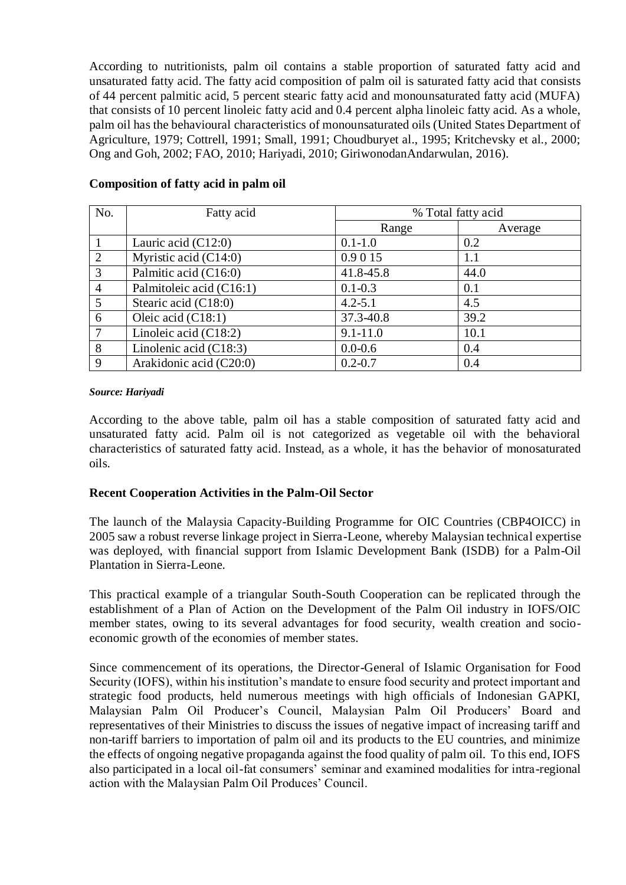According to nutritionists, palm oil contains a stable proportion of saturated fatty acid and unsaturated fatty acid. The fatty acid composition of palm oil is saturated fatty acid that consists of 44 percent palmitic acid, 5 percent stearic fatty acid and monounsaturated fatty acid (MUFA) that consists of 10 percent linoleic fatty acid and 0.4 percent alpha linoleic fatty acid. As a whole, palm oil has the behavioural characteristics of monounsaturated oils (United States Department of Agriculture, 1979; Cottrell, 1991; Small, 1991; Choudburyet al., 1995; Kritchevsky et al., 2000; Ong and Goh, 2002; FAO, 2010; Hariyadi, 2010; GiriwonodanAndarwulan, 2016).

**Composition of fatty acid in palm oil**

| No. | Fatty acid | % Total fatty acid | |
|---|---|---|---|
| | | Range | Average |
| 1 | Lauric acid (C12:0) | 0.1-1.0 | 0.2 |
| 2 | Myristic acid (C14:0) | 0.9 0 15 | 1.1 |
| 3 | Palmitic acid (C16:0) | 41.8-45.8 | 44.0 |
| 4 | Palmitoleic acid (C16:1) | 0.1-0.3 | 0.1 |
| 5 | Stearic acid (C18:0) | 4.2-5.1 | 4.5 |
| 6 | Oleic acid (C18:1) | 37.3-40.8 | 39.2 |
| 7 | Linoleic acid (C18:2) | 9.1-11.0 | 10.1 |
| 8 | Linolenic acid (C18:3) | 0.0-0.6 | 0.4 |
| 9 | Arakidonic acid (C20:0) | 0.2-0.7 | 0.4 |

***Source: Hariyadi***

According to the above table, palm oil has a stable composition of saturated fatty acid and unsaturated fatty acid. Palm oil is not categorized as vegetable oil with the behavioral characteristics of saturated fatty acid. Instead, as a whole, it has the behavior of monosaturated oils.

**Recent Cooperation Activities in the Palm-Oil Sector**

The launch of the Malaysia Capacity-Building Programme for OIC Countries (CBP4OICC) in 2005 saw a robust reverse linkage project in Sierra-Leone, whereby Malaysian technical expertise was deployed, with financial support from Islamic Development Bank (ISDB) for a Palm-Oil Plantation in Sierra-Leone.

This practical example of a triangular South-South Cooperation can be replicated through the establishment of a Plan of Action on the Development of the Palm Oil industry in IOFS/OIC member states, owing to its several advantages for food security, wealth creation and socio-economic growth of the economies of member states.

Since commencement of its operations, the Director-General of Islamic Organisation for Food Security (IOFS), within his institution's mandate to ensure food security and protect important and strategic food products, held numerous meetings with high officials of Indonesian GAPKI, Malaysian Palm Oil Producer's Council, Malaysian Palm Oil Producers' Board and representatives of their Ministries to discuss the issues of negative impact of increasing tariff and non-tariff barriers to importation of palm oil and its products to the EU countries, and minimize the effects of ongoing negative propaganda against the food quality of palm oil. To this end, IOFS also participated in a local oil-fat consumers' seminar and examined modalities for intra-regional action with the Malaysian Palm Oil Produces' Council.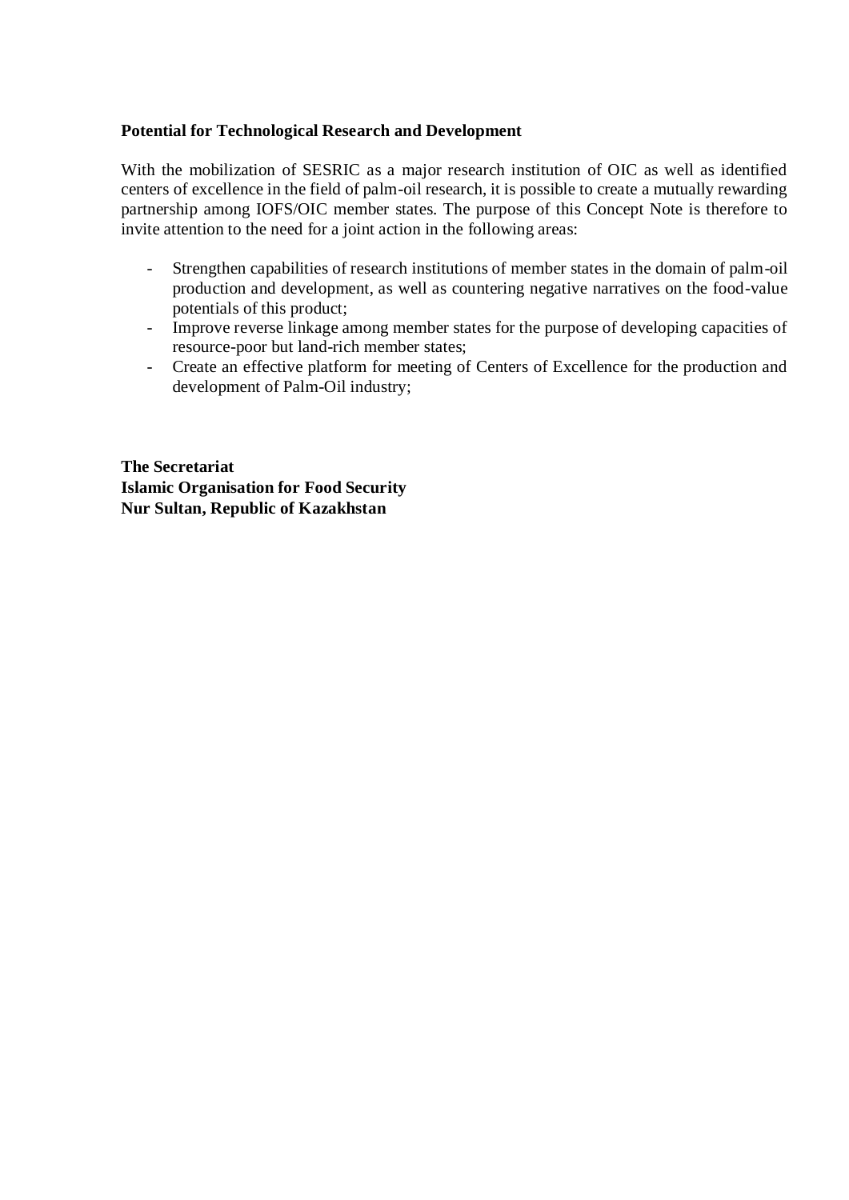**Potential for Technological Research and Development**

With the mobilization of SESRIC as a major research institution of OIC as well as identified centers of excellence in the field of palm-oil research, it is possible to create a mutually rewarding partnership among IOFS/OIC member states. The purpose of this Concept Note is therefore to invite attention to the need for a joint action in the following areas:

- Strengthen capabilities of research institutions of member states in the domain of palm-oil production and development, as well as countering negative narratives on the food-value potentials of this product;
- Improve reverse linkage among member states for the purpose of developing capacities of resource-poor but land-rich member states;
- Create an effective platform for meeting of Centers of Excellence for the production and development of Palm-Oil industry;

**The Secretariat**
**Islamic Organisation for Food Security**
**Nur Sultan, Republic of Kazakhstan**